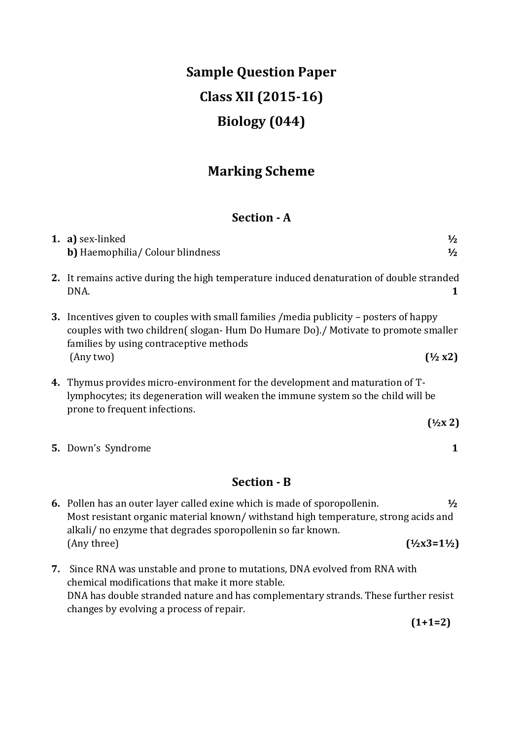# Sample Question Paper

# Class XII (2015-16)

# Biology (044)

## Marking Scheme

### Section - A

**1.** **a)** sex-linked ½
**b)** Haemophilia/ Colour blindness ½

**2.** It remains active during the high temperature induced denaturation of double stranded DNA. **1**

**3.** Incentives given to couples with small families /media publicity – posters of happy couples with two children( slogan- Hum Do Humare Do)./ Motivate to promote smaller families by using contraceptive methods
(Any two) **(½ x2)**

**4.** Thymus provides micro-environment for the development and maturation of T-lymphocytes; its degeneration will weaken the immune system so the child will be prone to frequent infections.
**(½x 2)**

**5.** Down's Syndrome **1**

### Section - B

**6.** Pollen has an outer layer called exine which is made of sporopollenin. **½**
Most resistant organic material known/ withstand high temperature, strong acids and alkali/ no enzyme that degrades sporopollenin so far known.
(Any three) **(½x3=1½)**

**7.** Since RNA was unstable and prone to mutations, DNA evolved from RNA with chemical modifications that make it more stable.
DNA has double stranded nature and has complementary strands. These further resist changes by evolving a process of repair.
**(1+1=2)**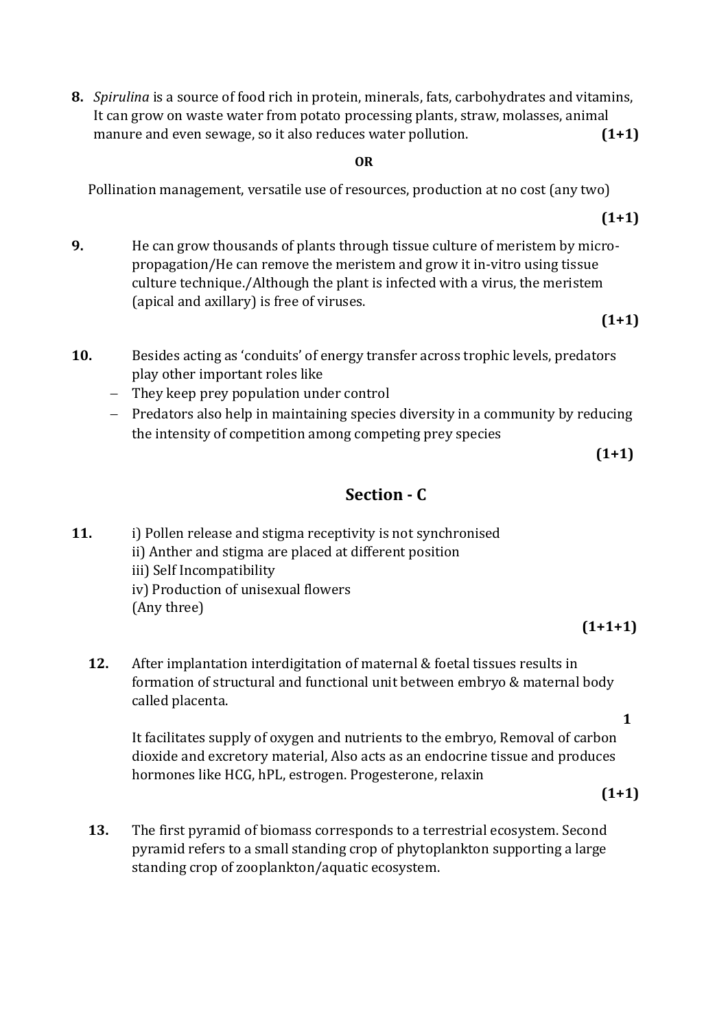**8.** *Spirulina* is a source of food rich in protein, minerals, fats, carbohydrates and vitamins, It can grow on waste water from potato processing plants, straw, molasses, animal manure and even sewage, so it also reduces water pollution. **(1+1)**

**OR**

Pollination management, versatile use of resources, production at no cost (any two)

**(1+1)**

**9.** He can grow thousands of plants through tissue culture of meristem by micro-propagation/He can remove the meristem and grow it in-vitro using tissue culture technique./Although the plant is infected with a virus, the meristem (apical and axillary) is free of viruses.

**(1+1)**

**10.** Besides acting as 'conduits' of energy transfer across trophic levels, predators play other important roles like

- They keep prey population under control
- Predators also help in maintaining species diversity in a community by reducing the intensity of competition among competing prey species

**(1+1)**

## Section - C

**11.** i) Pollen release and stigma receptivity is not synchronised
ii) Anther and stigma are placed at different position
iii) Self Incompatibility
iv) Production of unisexual flowers
(Any three)

**(1+1+1)**

**12.** After implantation interdigitation of maternal & foetal tissues results in formation of structural and functional unit between embryo & maternal body called placenta.

**1**

It facilitates supply of oxygen and nutrients to the embryo, Removal of carbon dioxide and excretory material, Also acts as an endocrine tissue and produces hormones like HCG, hPL, estrogen. Progesterone, relaxin

**(1+1)**

**13.** The first pyramid of biomass corresponds to a terrestrial ecosystem. Second pyramid refers to a small standing crop of phytoplankton supporting a large standing crop of zooplankton/aquatic ecosystem.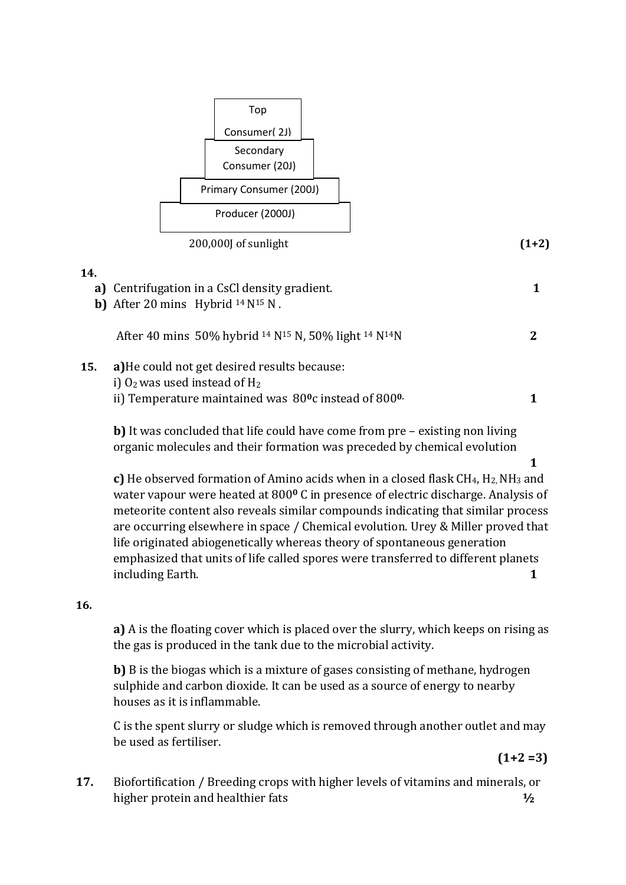| Top Consumer( 2J) |
| --- |
| Secondary Consumer (20J) |
| Primary Consumer (200J) |
| Producer (2000J) |

200,000J of sunlight **(1+2)**

**14.**

**a)** Centrifugation in a CsCl density gradient. **1**

**b)** After 20 mins Hybrid $^{14}N^{15}N$ .

After 40 mins 50% hybrid $^{14}N^{15}N$, 50% light $^{14}N^{14}N$ **2**

**15.** **a)** He could not get desired results because:

i) $O_2$ was used instead of $H_2$

ii) Temperature maintained was $80^0$c instead of $800^0$. **1**

**b)** It was concluded that life could have come from pre – existing non living organic molecules and their formation was preceded by chemical evolution **1**

**c)** He observed formation of Amino acids when in a closed flask $CH_4$, $H_2$, $NH_3$ and water vapour were heated at $800^0$ C in presence of electric discharge. Analysis of meteorite content also reveals similar compounds indicating that similar process are occurring elsewhere in space / Chemical evolution. Urey & Miller proved that life originated abiogenetically whereas theory of spontaneous generation emphasized that units of life called spores were transferred to different planets including Earth. **1**

**16.**

**a)** A is the floating cover which is placed over the slurry, which keeps on rising as the gas is produced in the tank due to the microbial activity.

**b)** B is the biogas which is a mixture of gases consisting of methane, hydrogen sulphide and carbon dioxide. It can be used as a source of energy to nearby houses as it is inflammable.

C is the spent slurry or sludge which is removed through another outlet and may be used as fertiliser.

**(1+2 =3)**

**17.** Biofortification / Breeding crops with higher levels of vitamins and minerals, or higher protein and healthier fats **½**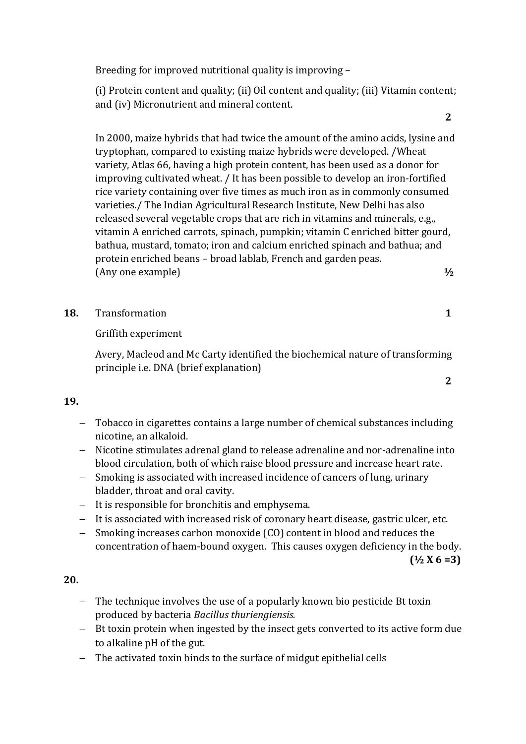Breeding for improved nutritional quality is improving –

(i) Protein content and quality; (ii) Oil content and quality; (iii) Vitamin content; and (iv) Micronutrient and mineral content.

**2**

In 2000, maize hybrids that had twice the amount of the amino acids, lysine and tryptophan, compared to existing maize hybrids were developed. /Wheat variety, Atlas 66, having a high protein content, has been used as a donor for improving cultivated wheat. / It has been possible to develop an iron-fortified rice variety containing over five times as much iron as in commonly consumed varieties./ The Indian Agricultural Research Institute, New Delhi has also released several vegetable crops that are rich in vitamins and minerals, e.g., vitamin A enriched carrots, spinach, pumpkin; vitamin C enriched bitter gourd, bathua, mustard, tomato; iron and calcium enriched spinach and bathua; and protein enriched beans – broad lablab, French and garden peas.
(Any one example) **½**

**18.** Transformation **1**

Griffith experiment

Avery, Macleod and Mc Carty identified the biochemical nature of transforming principle i.e. DNA (brief explanation)

**2**

**19.**

- Tobacco in cigarettes contains a large number of chemical substances including nicotine, an alkaloid.
- Nicotine stimulates adrenal gland to release adrenaline and nor-adrenaline into blood circulation, both of which raise blood pressure and increase heart rate.
- Smoking is associated with increased incidence of cancers of lung, urinary bladder, throat and oral cavity.
- It is responsible for bronchitis and emphysema.
- It is associated with increased risk of coronary heart disease, gastric ulcer, etc.
- Smoking increases carbon monoxide (CO) content in blood and reduces the concentration of haem-bound oxygen. This causes oxygen deficiency in the body.

**(½ X 6 =3)**

**20.**

- The technique involves the use of a popularly known bio pesticide Bt toxin produced by bacteria *Bacillus thuriengiensis.*
- Bt toxin protein when ingested by the insect gets converted to its active form due to alkaline pH of the gut.
- The activated toxin binds to the surface of midgut epithelial cells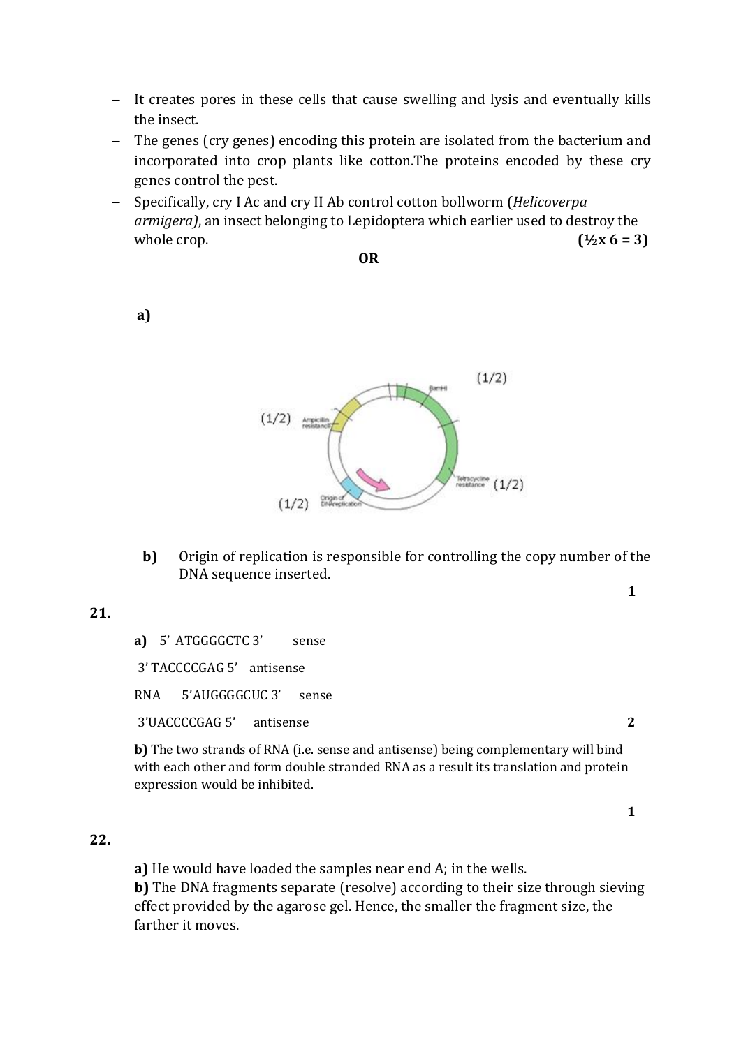- It creates pores in these cells that cause swelling and lysis and eventually kills the insect.
- The genes (cry genes) encoding this protein are isolated from the bacterium and incorporated into crop plants like cotton.The proteins encoded by these cry genes control the pest.
- Specifically, cry I Ac and cry II Ab control cotton bollworm (*Helicoverpa armigera)*, an insect belonging to Lepidoptera which earlier used to destroy the whole crop. **(½x 6 = 3)**

**OR**

**a)**

(1/2) Ampicillin resistance

(1/2) BamHI

(1/2) Tetracycline resistance

(1/2) Origin of DNA replication

**b)** Origin of replication is responsible for controlling the copy number of the DNA sequence inserted. **1**

**21.**

**a)** 5' ATGGGGCTC 3' sense

3' TACCCCGAG 5' antisense

RNA 5'AUGGGGCUC 3' sense

3'UACCCCGAG 5' antisense **2**

**b)** The two strands of RNA (i.e. sense and antisense) being complementary will bind with each other and form double stranded RNA as a result its translation and protein expression would be inhibited. **1**

**22.**

**a)** He would have loaded the samples near end A; in the wells.

**b)** The DNA fragments separate (resolve) according to their size through sieving effect provided by the agarose gel. Hence, the smaller the fragment size, the farther it moves.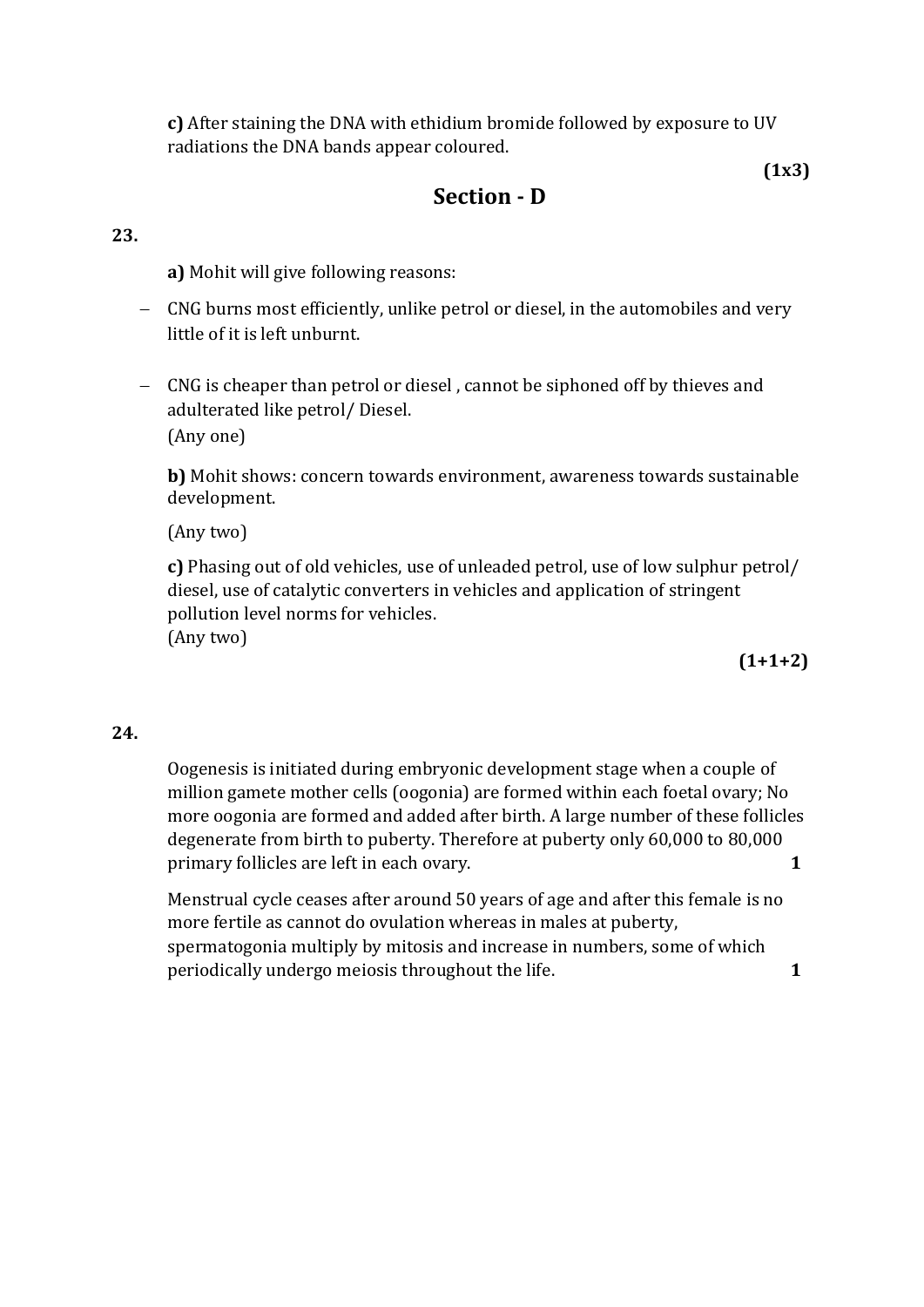**c)** After staining the DNA with ethidium bromide followed by exposure to UV radiations the DNA bands appear coloured.

**(1x3)**

## Section - D

**23.**

**a)** Mohit will give following reasons:

- CNG burns most efficiently, unlike petrol or diesel, in the automobiles and very little of it is left unburnt.
- CNG is cheaper than petrol or diesel , cannot be siphoned off by thieves and adulterated like petrol/ Diesel.

(Any one)

**b)** Mohit shows: concern towards environment, awareness towards sustainable development.

(Any two)

**c)** Phasing out of old vehicles, use of unleaded petrol, use of low sulphur petrol/ diesel, use of catalytic converters in vehicles and application of stringent pollution level norms for vehicles.
(Any two)

**(1+1+2)**

**24.**

Oogenesis is initiated during embryonic development stage when a couple of million gamete mother cells (oogonia) are formed within each foetal ovary; No more oogonia are formed and added after birth. A large number of these follicles degenerate from birth to puberty. Therefore at puberty only 60,000 to 80,000 primary follicles are left in each ovary. **1**

Menstrual cycle ceases after around 50 years of age and after this female is no more fertile as cannot do ovulation whereas in males at puberty, spermatogonia multiply by mitosis and increase in numbers, some of which periodically undergo meiosis throughout the life. **1**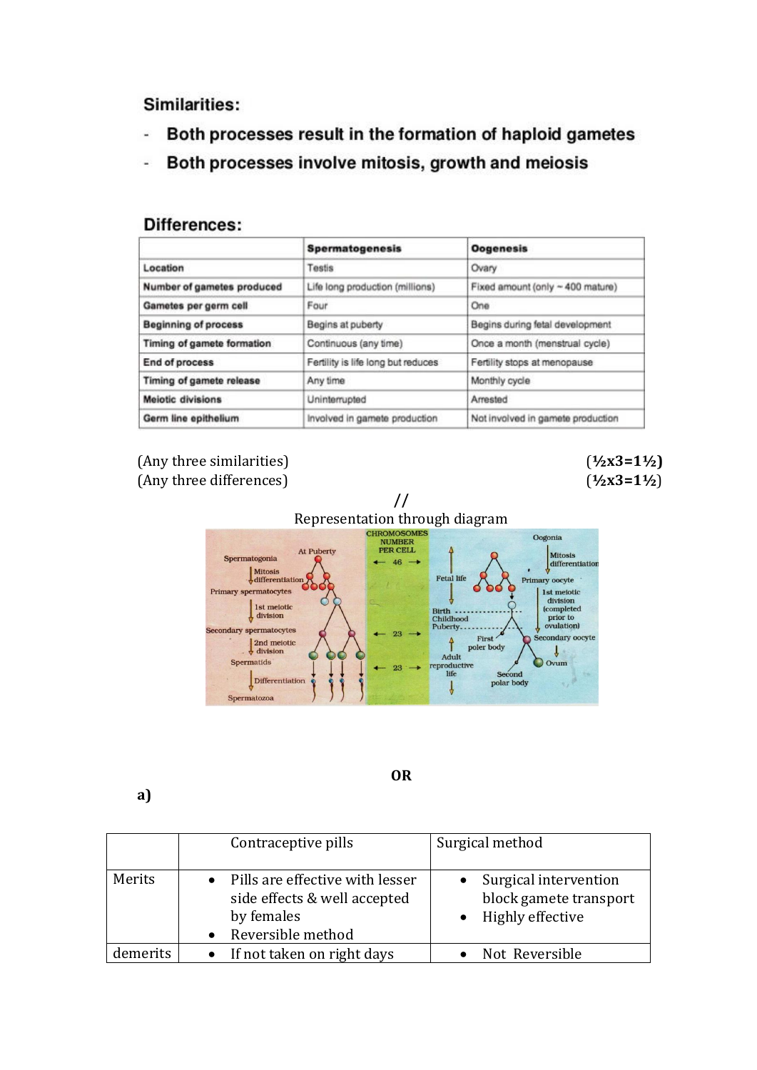**Similarities:**

- **Both processes result in the formation of haploid gametes**
- **Both processes involve mitosis, growth and meiosis**

**Differences:**

| | **Spermatogenesis** | **Oogenesis** |
|---|---|---|
| **Location** | Testis | Ovary |
| **Number of gametes produced** | Life long production (millions) | Fixed amount (only ~ 400 mature) |
| **Gametes per germ cell** | Four | One |
| **Beginning of process** | Begins at puberty | Begins during fetal development |
| **Timing of gamete formation** | Continuous (any time) | Once a month (menstrual cycle) |
| **End of process** | Fertility is life long but reduces | Fertility stops at menopause |
| **Timing of gamete release** | Any time | Monthly cycle |
| **Meiotic divisions** | Uninterrupted | Arrested |
| **Germ line epithelium** | Involved in gamete production | Not involved in gamete production |

(Any three similarities) **(½x3=1½)**

(Any three differences) (½x3=1½)

//

Representation through diagram

**OR**

**a)**

| | Contraceptive pills | Surgical method |
|---|---|---|
| Merits | • Pills are effective with lesser side effects & well accepted by females<br>• Reversible method | • Surgical intervention block gamete transport<br>• Highly effective |
| demerits | • If not taken on right days | • Not Reversible |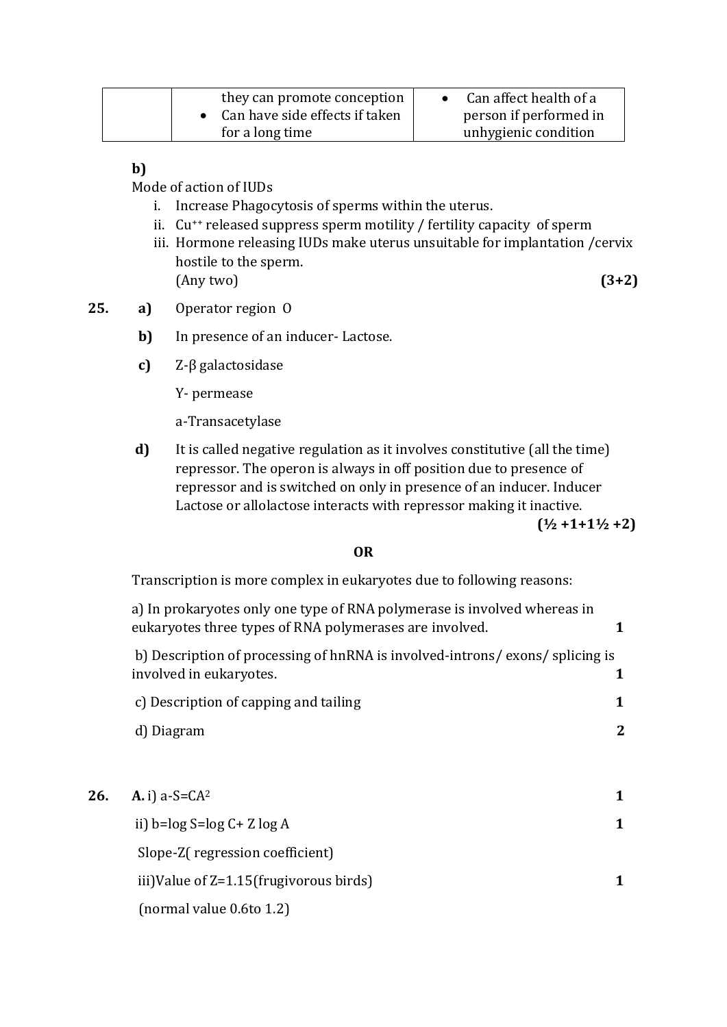| | they can promote conception<br>• Can have side effects if taken for a long time | • Can affect health of a person if performed in unhygienic condition |
|---|---|---|

**b)**

Mode of action of IUDs

i. Increase Phagocytosis of sperms within the uterus.
ii. $Cu^{++}$ released suppress sperm motility / fertility capacity of sperm
iii. Hormone releasing IUDs make uterus unsuitable for implantation /cervix hostile to the sperm.
(Any two) **(3+2)**

**25.** **a)** Operator region O

**b)** In presence of an inducer- Lactose.

**c)** Z-β galactosidase

Y- permease

a-Transacetylase

**d)** It is called negative regulation as it involves constitutive (all the time) repressor. The operon is always in off position due to presence of repressor and is switched on only in presence of an inducer. Inducer Lactose or allolactose interacts with repressor making it inactive.

**(½ +1+1½ +2)**

**OR**

Transcription is more complex in eukaryotes due to following reasons:

a) In prokaryotes only one type of RNA polymerase is involved whereas in eukaryotes three types of RNA polymerases are involved. **1**

b) Description of processing of hnRNA is involved-introns/ exons/ splicing is involved in eukaryotes. **1**

c) Description of capping and tailing **1**

d) Diagram **2**

**26.** **A.** i) a-$S=CA^2$ **1**

ii) b=$\log S=\log C+ Z \log A$ **1**

Slope-Z( regression coefficient)

iii)Value of Z=1.15(frugivorous birds) **1**

(normal value 0.6to 1.2)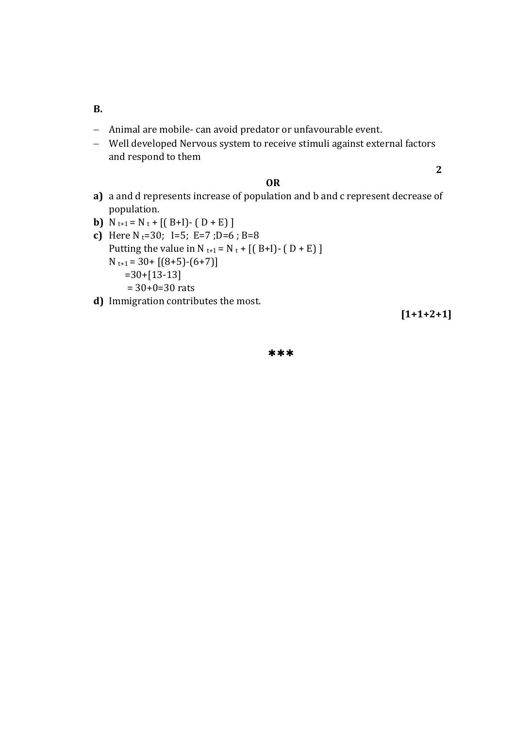**B.**

- Animal are mobile- can avoid predator or unfavourable event.
- Well developed Nervous system to receive stimuli against external factors and respond to them

**2**

**OR**

**a)** a and d represents increase of population and b and c represent decrease of population.

**b)** $N_{t+1} = N_t + [( B+I)- ( D + E) ]$

**c)** Here $N_t$=30; I=5; E=7 ;D=6 ; B=8

Putting the value in $N_{t+1} = N_t + [( B+I)- ( D + E) ]$

$N_{t+1}$ = 30+ [(8+5)-(6+7)]

=30+[13-13]

= 30+0=30 rats

**d)** Immigration contributes the most.

**[1+1+2+1]**

***